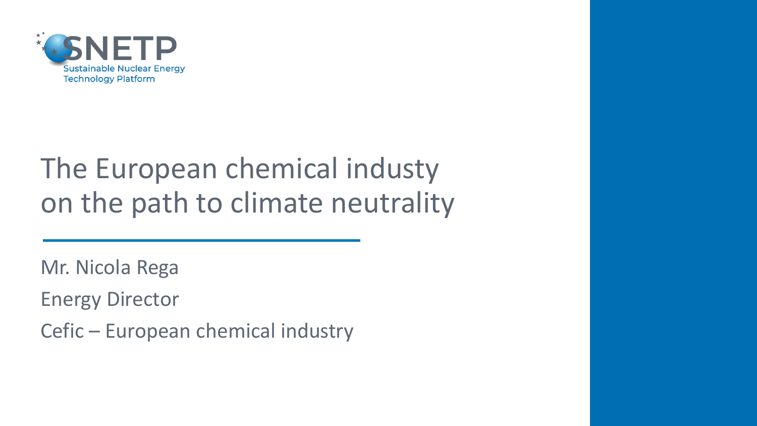SNETP
Sustainable Nuclear Energy Technology Platform

# The European chemical industy on the path to climate neutrality

Mr. Nicola Rega

Energy Director

Cefic – European chemical industry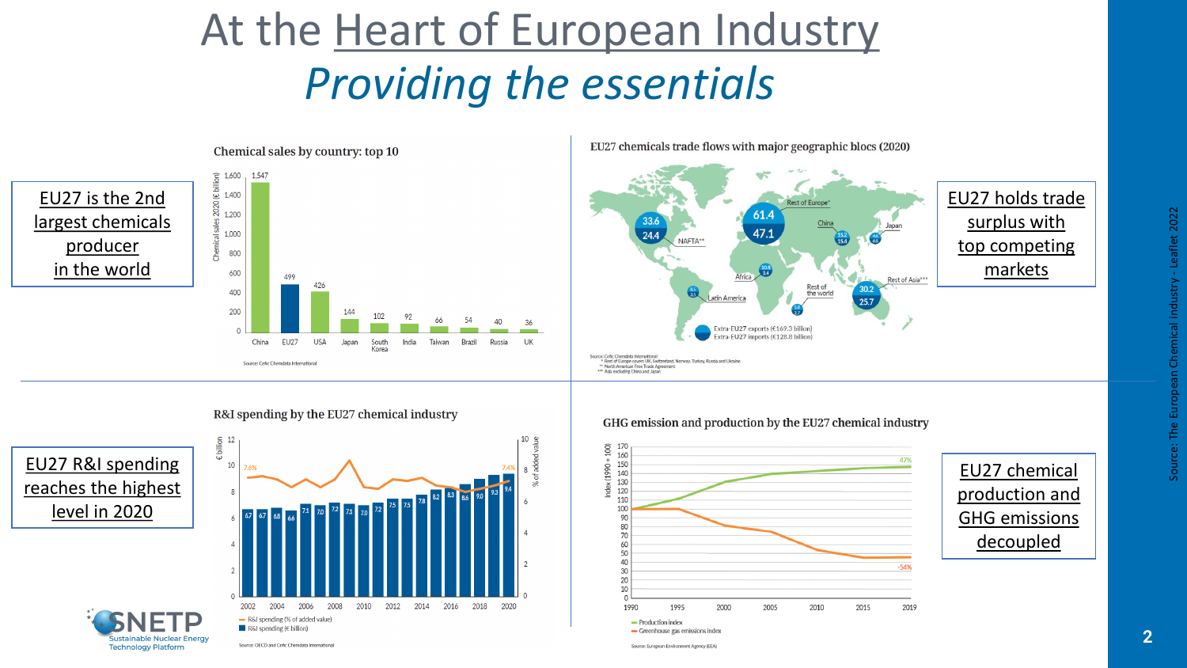# At the Heart of European Industry

## *Providing the essentials*

EU27 is the 2nd largest chemicals producer in the world

**Chemical sales by country: top 10**

| Country | Chemical sales 2020 (€ billion) |
|---|---|
| China | 1,547 |
| EU27 | 499 |
| USA | 426 |
| Japan | 144 |
| South Korea | 102 |
| India | 92 |
| Taiwan | 66 |
| Brazil | 54 |
| Russia | 40 |
| UK | 36 |

Source: Cefic Chemdata International

**EU27 chemicals trade flows with major geographic blocs (2020)**

EU27 holds trade surplus with top competing markets

| Region | Extra-EU27 exports | Extra-EU27 imports |
|---|---|---|
| Rest of Europe* | 61.4 | 47.1 |
| NAFTA** | 33.6 | 24.4 |
| Rest of Asia*** | 30.2 | 25.7 |
| China | 15.2 | 15.4 |
| Japan | 4.6 | 6.5 |
| Africa | 10.8 | 3.4 |
| Latin America | 8.5 | 3.5 |
| Rest of the world | 5.0 | 2.7 |

Extra-EU27 exports (€169.3 billion)
Extra-EU27 imports (€128.8 billion)

Source: Cefic Chemdata International
\* Rest of Europe covers UK, Switzerland, Norway, Turkey, Russia and Ukraine
\*\* North American Free Trade Agreement
\*\*\* Asia excluding China and Japan

**R&I spending by the EU27 chemical industry**

EU27 R&I spending reaches the highest level in 2020

| Year | 2002 | 2003 | 2004 | 2005 | 2006 | 2007 | 2008 | 2009 | 2010 | 2011 | 2012 | 2013 | 2014 | 2015 | 2016 | 2017 | 2018 | 2019 | 2020 |
|---|---|---|---|---|---|---|---|---|---|---|---|---|---|---|---|---|---|---|---|
| R&I spending (€ billion) | 6.7 | 6.7 | 6.8 | 6.6 | 7.1 | 7.0 | 7.2 | 7.1 | 7.0 | 7.2 | 7.5 | 7.5 | 7.8 | 8.2 | 8.3 | 8.6 | 9.0 | 9.3 | 9.4 |

R&I spending (% of added value): 7.6% (2002), 7.4% (2020)

Source: OECD and Cefic Chemdata International

**GHG emission and production by the EU27 chemical industry**

EU27 chemical production and GHG emissions decoupled

Index (1990 = 100), 1990–2019: Production index +47%; Greenhouse gas emissions index -54%

Source: European Environment Agency (EEA)

SNETP Sustainable Nuclear Energy Technology Platform

Source: The European Chemical industry - Leaflet 2022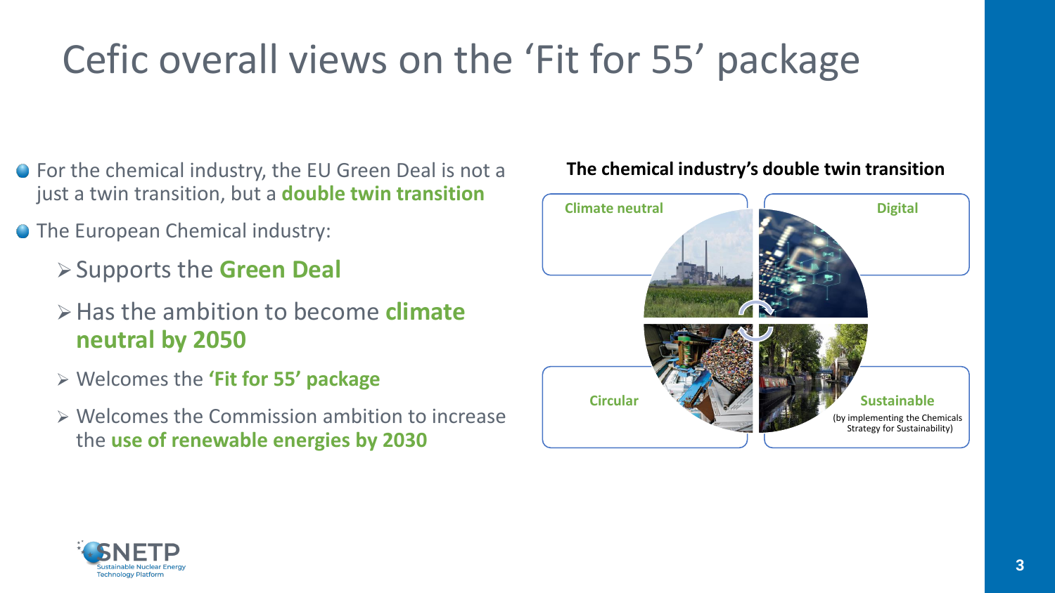# Cefic overall views on the 'Fit for 55' package

- For the chemical industry, the EU Green Deal is not a just a twin transition, but a **double twin transition**
- The European Chemical industry:
  - Supports the **Green Deal**
  - Has the ambition to become **climate neutral by 2050**
  - Welcomes the **'Fit for 55' package**
  - Welcomes the Commission ambition to increase the **use of renewable energies by 2030**

**The chemical industry's double twin transition**

- **Climate neutral**
- **Digital**
- **Circular**
- **Sustainable** (by implementing the Chemicals Strategy for Sustainability)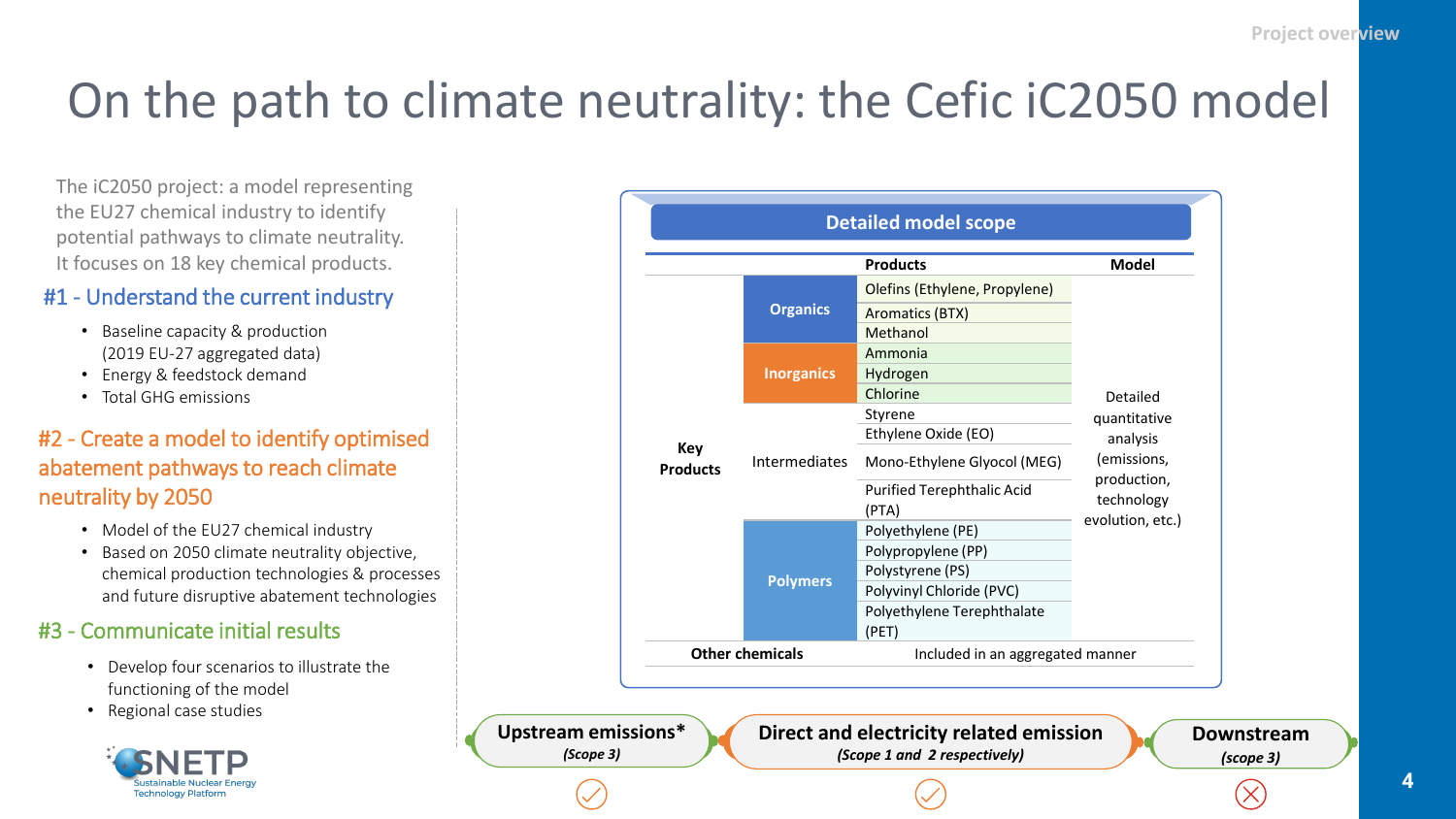# On the path to climate neutrality: the Cefic iC2050 model

The iC2050 project: a model representing the EU27 chemical industry to identify potential pathways to climate neutrality. It focuses on 18 key chemical products.

## #1 - Understand the current industry

- Baseline capacity & production (2019 EU-27 aggregated data)
- Energy & feedstock demand
- Total GHG emissions

## #2 - Create a model to identify optimised abatement pathways to reach climate neutrality by 2050

- Model of the EU27 chemical industry
- Based on 2050 climate neutrality objective, chemical production technologies & processes and future disruptive abatement technologies

## #3 - Communicate initial results

- Develop four scenarios to illustrate the functioning of the model
- Regional case studies

SNETP Sustainable Nuclear Energy Technology Platform

**Detailed model scope**

| | | Products | Model |
|---|---|---|---|
| Key Products | Organics | Olefins (Ethylene, Propylene) | Detailed quantitative analysis (emissions, production, technology evolution, etc.) |
| | | Aromatics (BTX) | |
| | | Methanol | |
| | Inorganics | Ammonia | |
| | | Hydrogen | |
| | | Chlorine | |
| | Intermediates | Styrene | |
| | | Ethylene Oxide (EO) | |
| | | Mono-Ethylene Glycol (MEG) | |
| | | Purified Terephthalic Acid (PTA) | |
| | Polymers | Polyethylene (PE) | |
| | | Polypropylene (PP) | |
| | | Polystyrene (PS) | |
| | | Polyvinyl Chloride (PVC) | |
| | | Polyethylene Terephthalate (PET) | |
| Other chemicals | | Included in an aggregated manner | |

| Upstream emissions* (Scope 3) | Direct and electricity related emission (Scope 1 and 2 respectively) | Downstream (scope 3) |
|---|---|---|
| ✓ | ✓ | ✗ |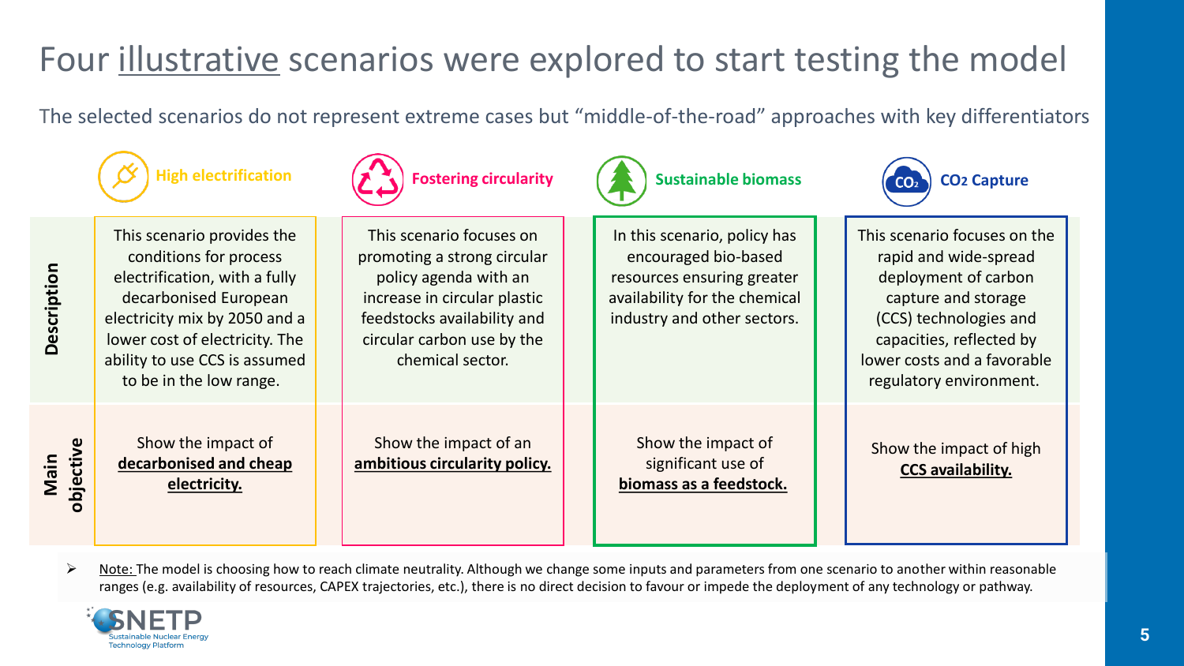# Four illustrative scenarios were explored to start testing the model

The selected scenarios do not represent extreme cases but "middle-of-the-road" approaches with key differentiators

| | High electrification | Fostering circularity | Sustainable biomass | $CO_2$ Capture |
|---|---|---|---|---|
| **Description** | This scenario provides the conditions for process electrification, with a fully decarbonised European electricity mix by 2050 and a lower cost of electricity. The ability to use CCS is assumed to be in the low range. | This scenario focuses on promoting a strong circular policy agenda with an increase in circular plastic feedstocks availability and circular carbon use by the chemical sector. | In this scenario, policy has encouraged bio-based resources ensuring greater availability for the chemical industry and other sectors. | This scenario focuses on the rapid and wide-spread deployment of carbon capture and storage (CCS) technologies and capacities, reflected by lower costs and a favorable regulatory environment. |
| **Main objective** | Show the impact of **decarbonised and cheap electricity.** | Show the impact of an **ambitious circularity policy.** | Show the impact of significant use of **biomass as a feedstock.** | Show the impact of high **CCS availability.** |

- Note: The model is choosing how to reach climate neutrality. Although we change some inputs and parameters from one scenario to another within reasonable ranges (e.g. availability of resources, CAPEX trajectories, etc.), there is no direct decision to favour or impede the deployment of any technology or pathway.

SNETP Sustainable Nuclear Energy Technology Platform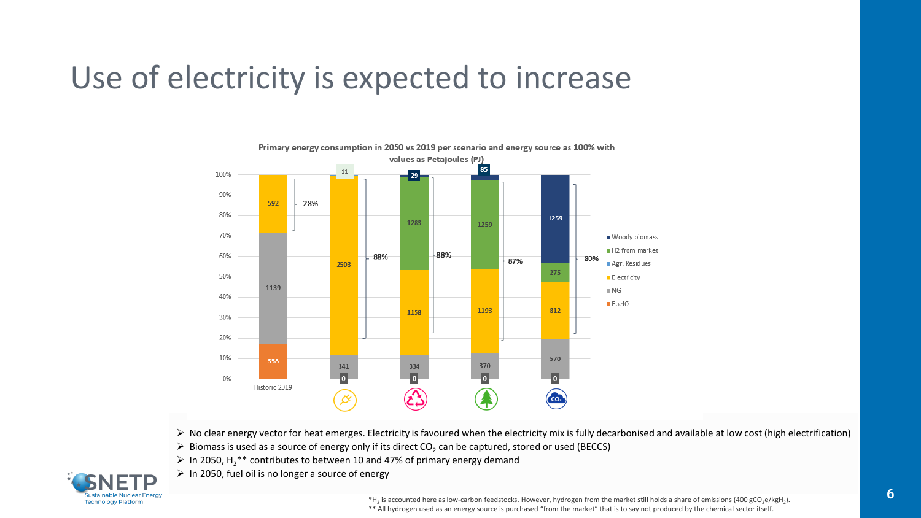# Use of electricity is expected to increase

**Primary energy consumption in 2050 vs 2019 per scenario and energy source as 100% with values as Petajoules (PJ)**

| Energy source | Historic 2019 | Scenario 1 (electrification) | Scenario 2 (recycling) | Scenario 3 (biomass) | Scenario 4 ($CO_2$) |
|---|---|---|---|---|---|
| Woody biomass | | 11 | 29 | 85 | 1259 |
| H2 from market | | | 1283 | 1259 | 275 |
| Agr. Residues | | | | | |
| Electricity | 592 | 2503 | 1158 | 1193 | 812 |
| NG | 1139 | 341 | 334 | 370 | 570 |
| FuelOil | 358 | 0 | 0 | 0 | 0 |
| Share (bracket) | 28% | 88% | 88% | 87% | 80% |

- No clear energy vector for heat emerges. Electricity is favoured when the electricity mix is fully decarbonised and available at low cost (high electrification)
- Biomass is used as a source of energy only if its direct $CO_2$ can be captured, stored or used (BECCS)
- In 2050, $H_2$** contributes to between 10 and 47% of primary energy demand
- In 2050, fuel oil is no longer a source of energy

*$H_2$ is accounted here as low-carbon feedstocks. However, hydrogen from the market still holds a share of emissions (400 $gCO_2e/kgH_2$).
** All hydrogen used as an energy source is purchased "from the market" that is to say not produced by the chemical sector itself.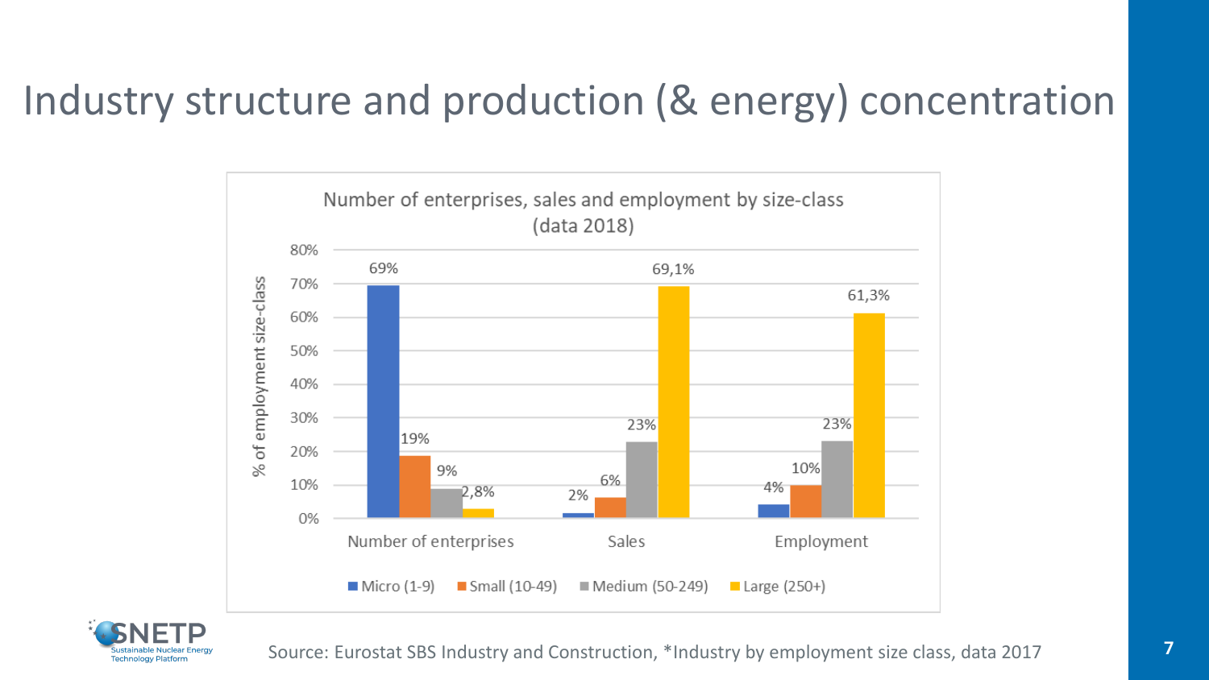# Industry structure and production (& energy) concentration

**Number of enterprises, sales and employment by size-class (data 2018)**

| % of employment size-class | Micro (1-9) | Small (10-49) | Medium (50-249) | Large (250+) |
|---|---|---|---|---|
| Number of enterprises | 69% | 19% | 9% | 2,8% |
| Sales | 2% | 6% | 23% | 69,1% |
| Employment | 4% | 10% | 23% | 61,3% |

Source: Eurostat SBS Industry and Construction, *Industry by employment size class, data 2017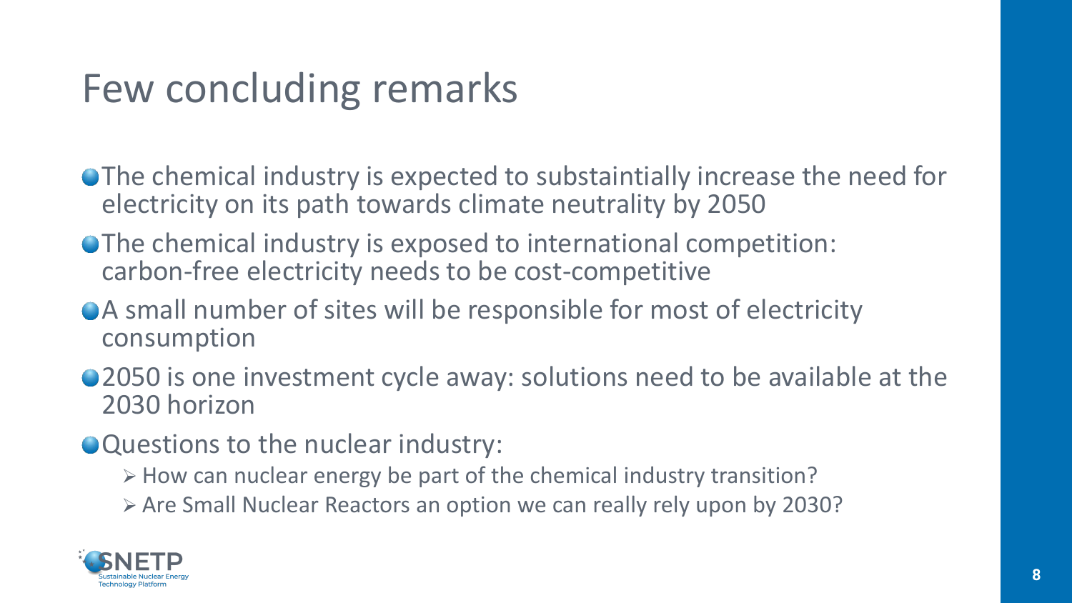# Few concluding remarks

- The chemical industry is expected to substaintially increase the need for electricity on its path towards climate neutrality by 2050
- The chemical industry is exposed to international competition: carbon-free electricity needs to be cost-competitive
- A small number of sites will be responsible for most of electricity consumption
- 2050 is one investment cycle away: solutions need to be available at the 2030 horizon
- Questions to the nuclear industry:
  - How can nuclear energy be part of the chemical industry transition?
  - Are Small Nuclear Reactors an option we can really rely upon by 2030?

SNETP Sustainable Nuclear Energy Technology Platform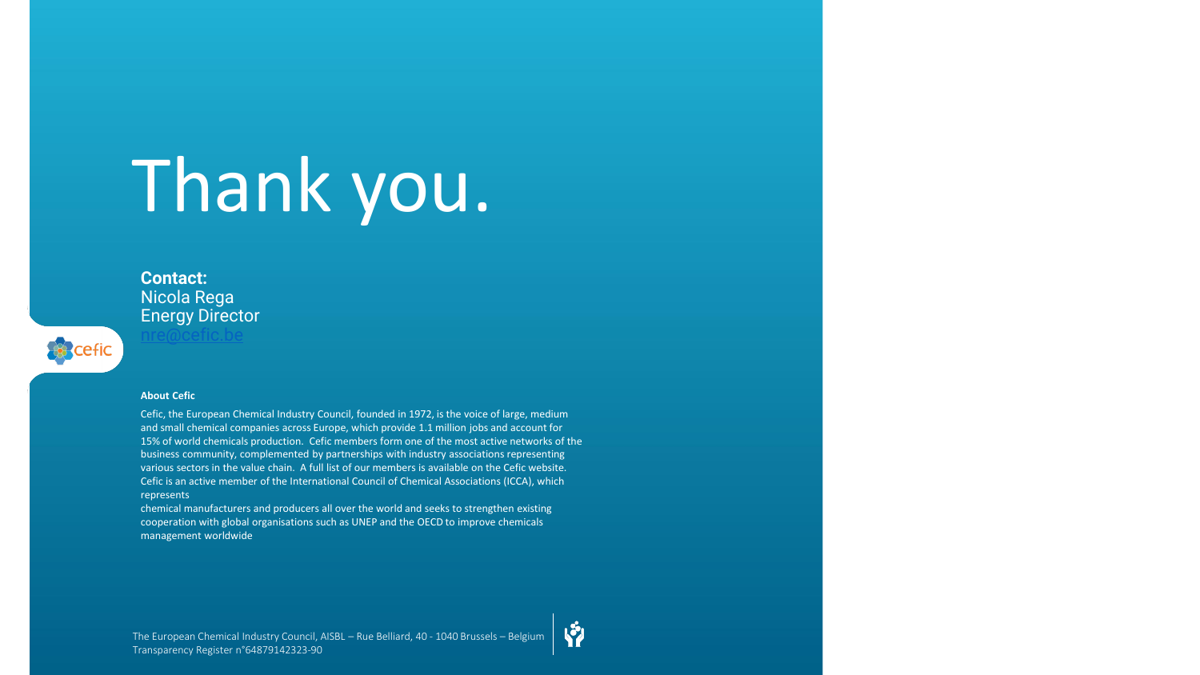# Thank you.

**Contact:**
Nicola Rega
Energy Director
nre@cefic.be

**About Cefic**

Cefic, the European Chemical Industry Council, founded in 1972, is the voice of large, medium and small chemical companies across Europe, which provide 1.1 million jobs and account for 15% of world chemicals production. Cefic members form one of the most active networks of the business community, complemented by partnerships with industry associations representing various sectors in the value chain. A full list of our members is available on the Cefic website. Cefic is an active member of the International Council of Chemical Associations (ICCA), which represents chemical manufacturers and producers all over the world and seeks to strengthen existing cooperation with global organisations such as UNEP and the OECD to improve chemicals management worldwide

The European Chemical Industry Council, AISBL – Rue Belliard, 40 - 1040 Brussels – Belgium
Transparency Register n°64879142323-90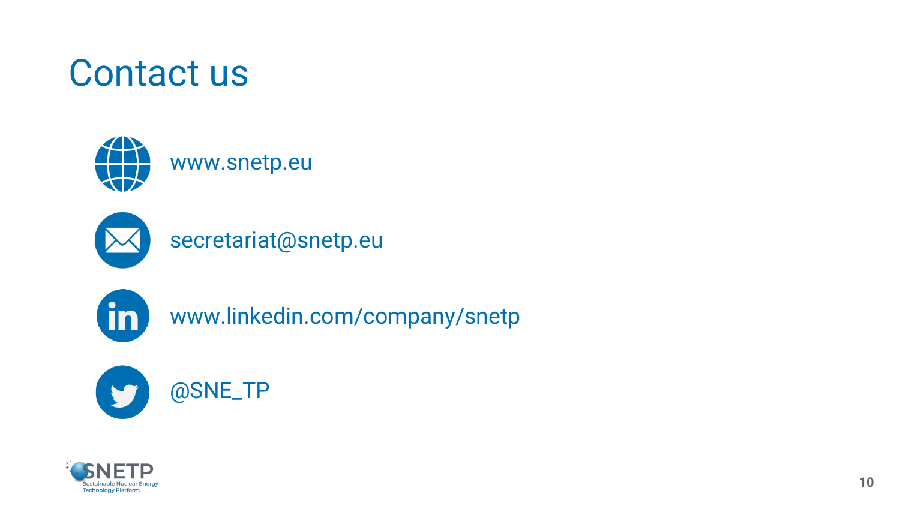# Contact us

www.snetp.eu

secretariat@snetp.eu

www.linkedin.com/company/snetp

@SNE_TP

SNETP
Sustainable Nuclear Energy
Technology Platform